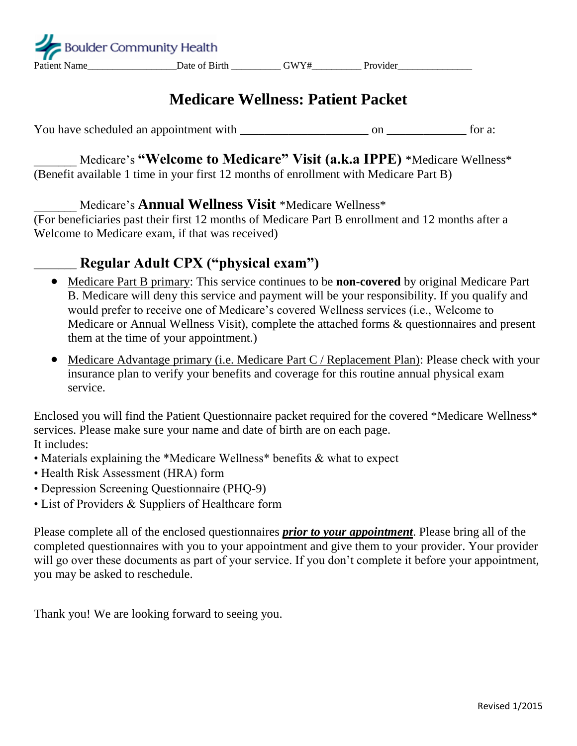Boulder Community Health

Patient Name__________________Date of Birth __________ GWY#__________ Provider_______________

# Medicare Wellness: Patient Packet

You have scheduled an appointment with _____________________ on _____________ for a:

_______ Medicare's **"Welcome to Medicare" Visit (a.k.a IPPE)** *Medicare Wellness*
(Benefit available 1 time in your first 12 months of enrollment with Medicare Part B)

_______ Medicare's **Annual Wellness Visit** *Medicare Wellness*
(For beneficiaries past their first 12 months of Medicare Part B enrollment and 12 months after a Welcome to Medicare exam, if that was received)

## ______ Regular Adult CPX ("physical exam")

- Medicare Part B primary: This service continues to be **non-covered** by original Medicare Part B. Medicare will deny this service and payment will be your responsibility. If you qualify and would prefer to receive one of Medicare's covered Wellness services (i.e., Welcome to Medicare or Annual Wellness Visit), complete the attached forms & questionnaires and present them at the time of your appointment.)
- Medicare Advantage primary (i.e. Medicare Part C / Replacement Plan): Please check with your insurance plan to verify your benefits and coverage for this routine annual physical exam service.

Enclosed you will find the Patient Questionnaire packet required for the covered *Medicare Wellness* services. Please make sure your name and date of birth are on each page.
It includes:

- Materials explaining the *Medicare Wellness* benefits & what to expect
- Health Risk Assessment (HRA) form
- Depression Screening Questionnaire (PHQ-9)
- List of Providers & Suppliers of Healthcare form

Please complete all of the enclosed questionnaires ***prior to your appointment***. Please bring all of the completed questionnaires with you to your appointment and give them to your provider. Your provider will go over these documents as part of your service. If you don't complete it before your appointment, you may be asked to reschedule.

Thank you! We are looking forward to seeing you.

Revised 1/2015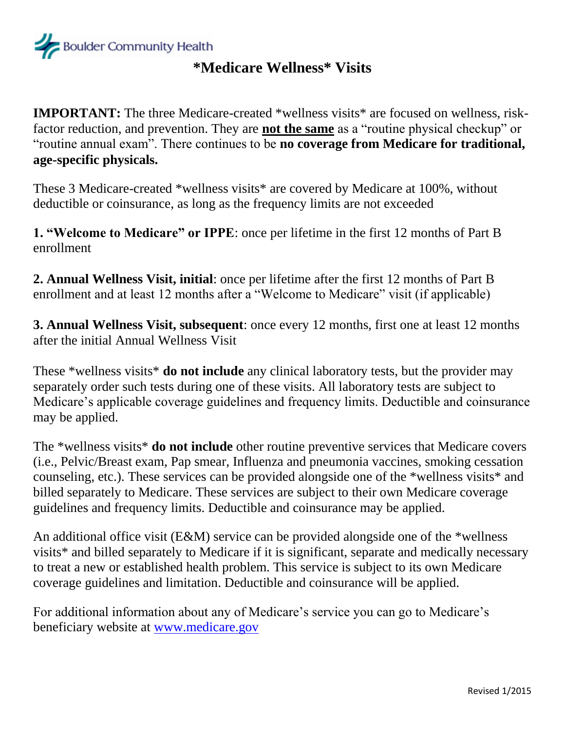Boulder Community Health

# *Medicare Wellness* Visits

**IMPORTANT:** The three Medicare-created *wellness visits* are focused on wellness, risk-factor reduction, and prevention. They are **not the same** as a "routine physical checkup" or "routine annual exam". There continues to be **no coverage from Medicare for traditional, age-specific physicals.**

These 3 Medicare-created *wellness visits* are covered by Medicare at 100%, without deductible or coinsurance, as long as the frequency limits are not exceeded

**1. "Welcome to Medicare" or IPPE**: once per lifetime in the first 12 months of Part B enrollment

**2. Annual Wellness Visit, initial**: once per lifetime after the first 12 months of Part B enrollment and at least 12 months after a "Welcome to Medicare" visit (if applicable)

**3. Annual Wellness Visit, subsequent**: once every 12 months, first one at least 12 months after the initial Annual Wellness Visit

These *wellness visits* **do not include** any clinical laboratory tests, but the provider may separately order such tests during one of these visits. All laboratory tests are subject to Medicare's applicable coverage guidelines and frequency limits. Deductible and coinsurance may be applied.

The *wellness visits* **do not include** other routine preventive services that Medicare covers (i.e., Pelvic/Breast exam, Pap smear, Influenza and pneumonia vaccines, smoking cessation counseling, etc.). These services can be provided alongside one of the *wellness visits* and billed separately to Medicare. These services are subject to their own Medicare coverage guidelines and frequency limits. Deductible and coinsurance may be applied.

An additional office visit (E&M) service can be provided alongside one of the *wellness visits* and billed separately to Medicare if it is significant, separate and medically necessary to treat a new or established health problem. This service is subject to its own Medicare coverage guidelines and limitation. Deductible and coinsurance will be applied.

For additional information about any of Medicare's service you can go to Medicare's beneficiary website at www.medicare.gov

Revised 1/2015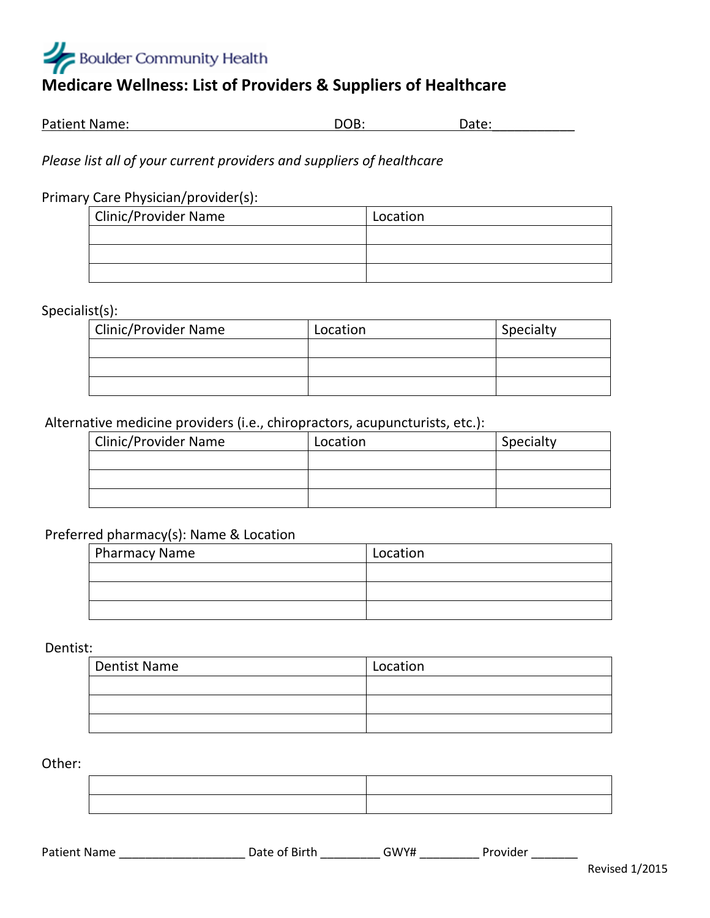Boulder Community Health

# Medicare Wellness: List of Providers & Suppliers of Healthcare

Patient Name: DOB: Date:___________

*Please list all of your current providers and suppliers of healthcare*

Primary Care Physician/provider(s):

| Clinic/Provider Name | Location |
|---|---|
| | |
| | |
| | |

Specialist(s):

| Clinic/Provider Name | Location | Specialty |
|---|---|---|
| | | |
| | | |
| | | |

Alternative medicine providers (i.e., chiropractors, acupuncturists, etc.):

| Clinic/Provider Name | Location | Specialty |
|---|---|---|
| | | |
| | | |
| | | |

Preferred pharmacy(s): Name & Location

| Pharmacy Name | Location |
|---|---|
| | |
| | |
| | |

Dentist:

| Dentist Name | Location |
|---|---|
| | |
| | |
| | |

Other:

| | |
|---|---|
| | |
| | |

Patient Name ___________________ Date of Birth _________ GWY# _________ Provider _______

Revised 1/2015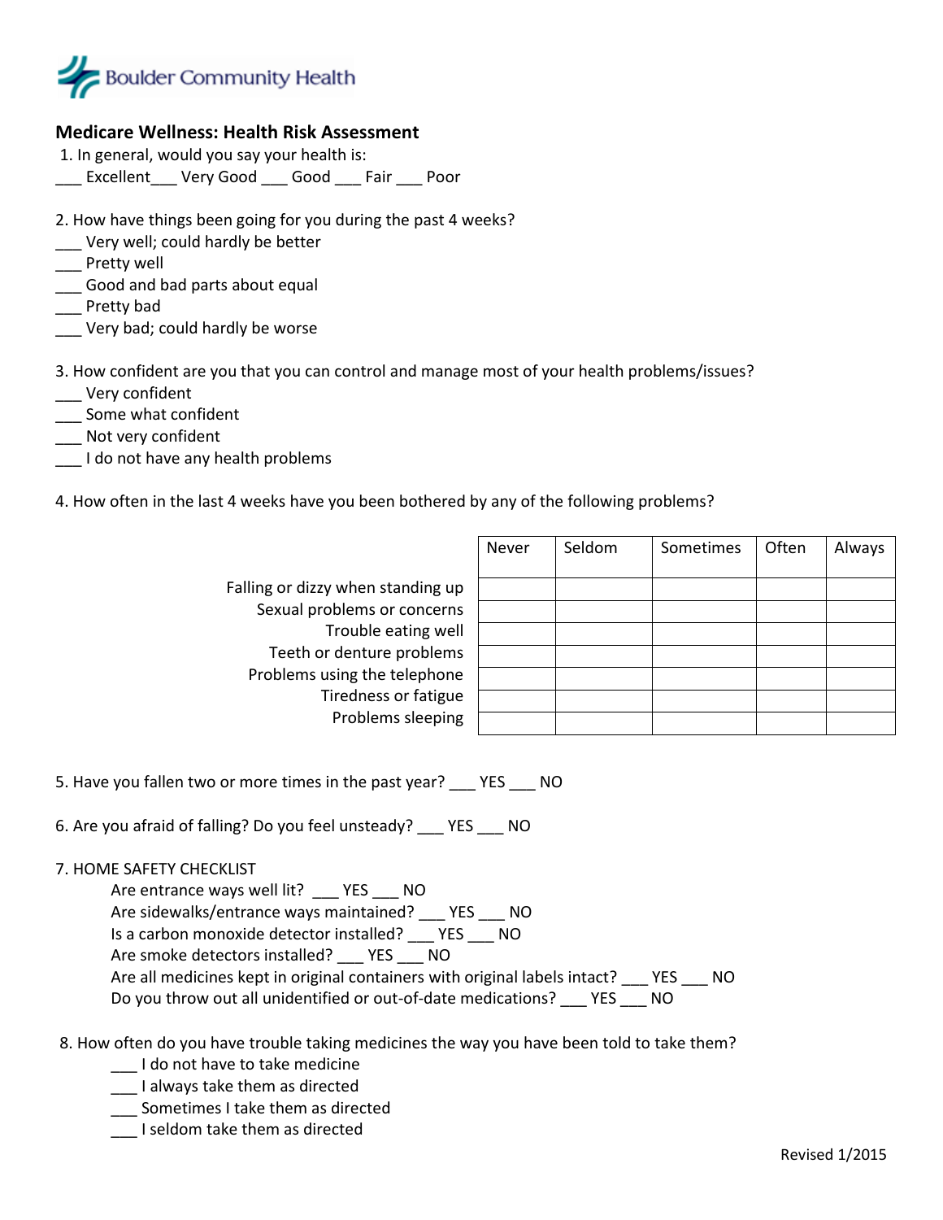Boulder Community Health

## Medicare Wellness: Health Risk Assessment

1. In general, would you say your health is:
___ Excellent___ Very Good ___ Good ___ Fair ___ Poor

2. How have things been going for you during the past 4 weeks?
___ Very well; could hardly be better
___ Pretty well
___ Good and bad parts about equal
___ Pretty bad
___ Very bad; could hardly be worse

3. How confident are you that you can control and manage most of your health problems/issues?
___ Very confident
___ Some what confident
___ Not very confident
___ I do not have any health problems

4. How often in the last 4 weeks have you been bothered by any of the following problems?

| | Never | Seldom | Sometimes | Often | Always |
|---|---|---|---|---|---|
| Falling or dizzy when standing up | | | | | |
| Sexual problems or concerns | | | | | |
| Trouble eating well | | | | | |
| Teeth or denture problems | | | | | |
| Problems using the telephone | | | | | |
| Tiredness or fatigue | | | | | |
| Problems sleeping | | | | | |

5. Have you fallen two or more times in the past year? ___ YES ___ NO

6. Are you afraid of falling? Do you feel unsteady? ___ YES ___ NO

7. HOME SAFETY CHECKLIST
   - Are entrance ways well lit? ___ YES ___ NO
   - Are sidewalks/entrance ways maintained? ___ YES ___ NO
   - Is a carbon monoxide detector installed? ___ YES ___ NO
   - Are smoke detectors installed? ___ YES ___ NO
   - Are all medicines kept in original containers with original labels intact? ___ YES ___ NO
   - Do you throw out all unidentified or out-of-date medications? ___ YES ___ NO

8. How often do you have trouble taking medicines the way you have been told to take them?
   ___ I do not have to take medicine
   ___ I always take them as directed
   ___ Sometimes I take them as directed
   ___ I seldom take them as directed

Revised 1/2015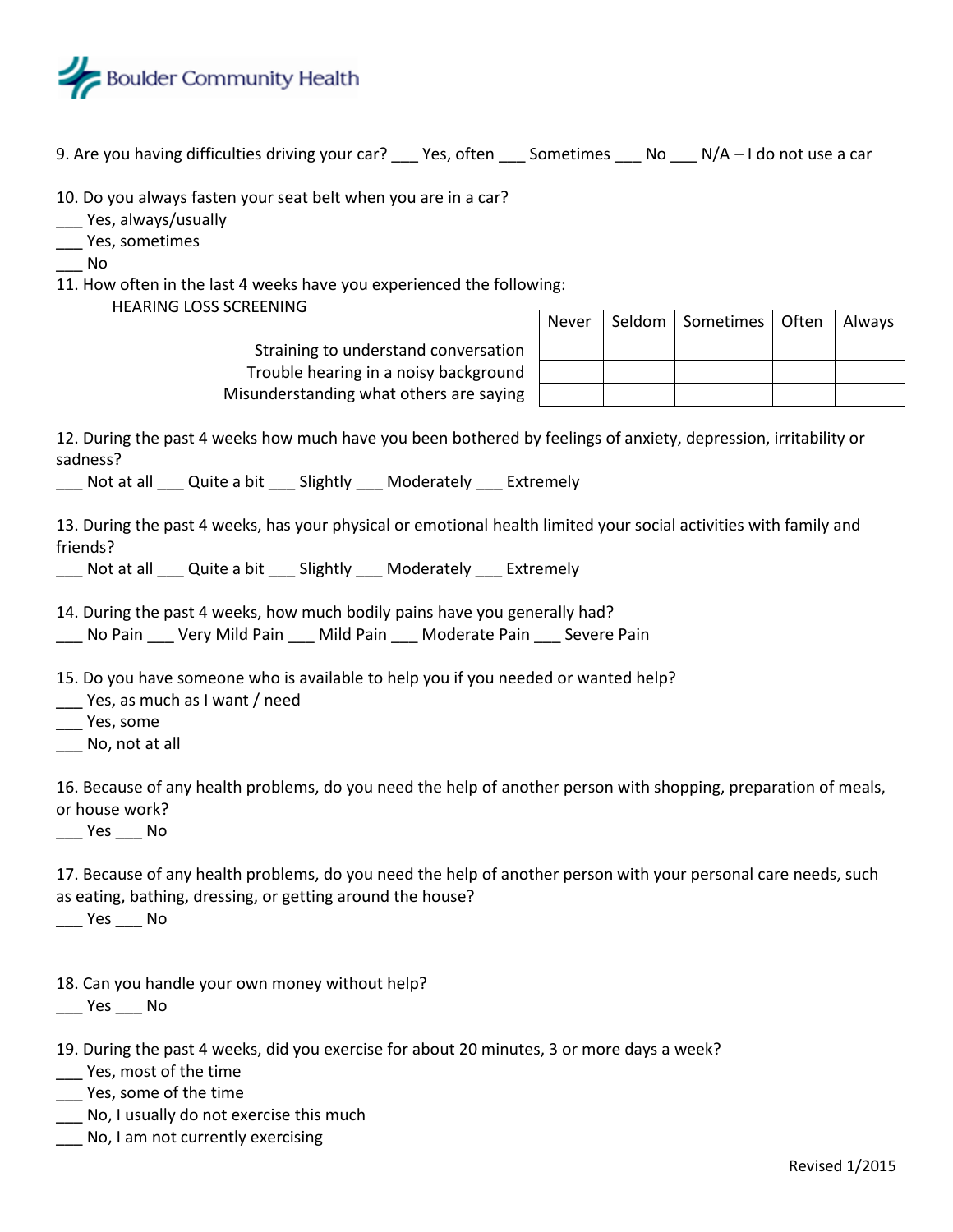Boulder Community Health

9. Are you having difficulties driving your car? ___ Yes, often ___ Sometimes ___ No ___ N/A – I do not use a car

10. Do you always fasten your seat belt when you are in a car?
___ Yes, always/usually
___ Yes, sometimes
___ No

11. How often in the last 4 weeks have you experienced the following:

HEARING LOSS SCREENING

| | Never | Seldom | Sometimes | Often | Always |
|---|---|---|---|---|---|
| Straining to understand conversation | | | | | |
| Trouble hearing in a noisy background | | | | | |
| Misunderstanding what others are saying | | | | | |

12. During the past 4 weeks how much have you been bothered by feelings of anxiety, depression, irritability or sadness?
___ Not at all ___ Quite a bit ___ Slightly ___ Moderately ___ Extremely

13. During the past 4 weeks, has your physical or emotional health limited your social activities with family and friends?
___ Not at all ___ Quite a bit ___ Slightly ___ Moderately ___ Extremely

14. During the past 4 weeks, how much bodily pains have you generally had?
___ No Pain ___ Very Mild Pain ___ Mild Pain ___ Moderate Pain ___ Severe Pain

15. Do you have someone who is available to help you if you needed or wanted help?
___ Yes, as much as I want / need
___ Yes, some
___ No, not at all

16. Because of any health problems, do you need the help of another person with shopping, preparation of meals, or house work?
___ Yes ___ No

17. Because of any health problems, do you need the help of another person with your personal care needs, such as eating, bathing, dressing, or getting around the house?
___ Yes ___ No

18. Can you handle your own money without help?
___ Yes ___ No

19. During the past 4 weeks, did you exercise for about 20 minutes, 3 or more days a week?
___ Yes, most of the time
___ Yes, some of the time
___ No, I usually do not exercise this much
___ No, I am not currently exercising

Revised 1/2015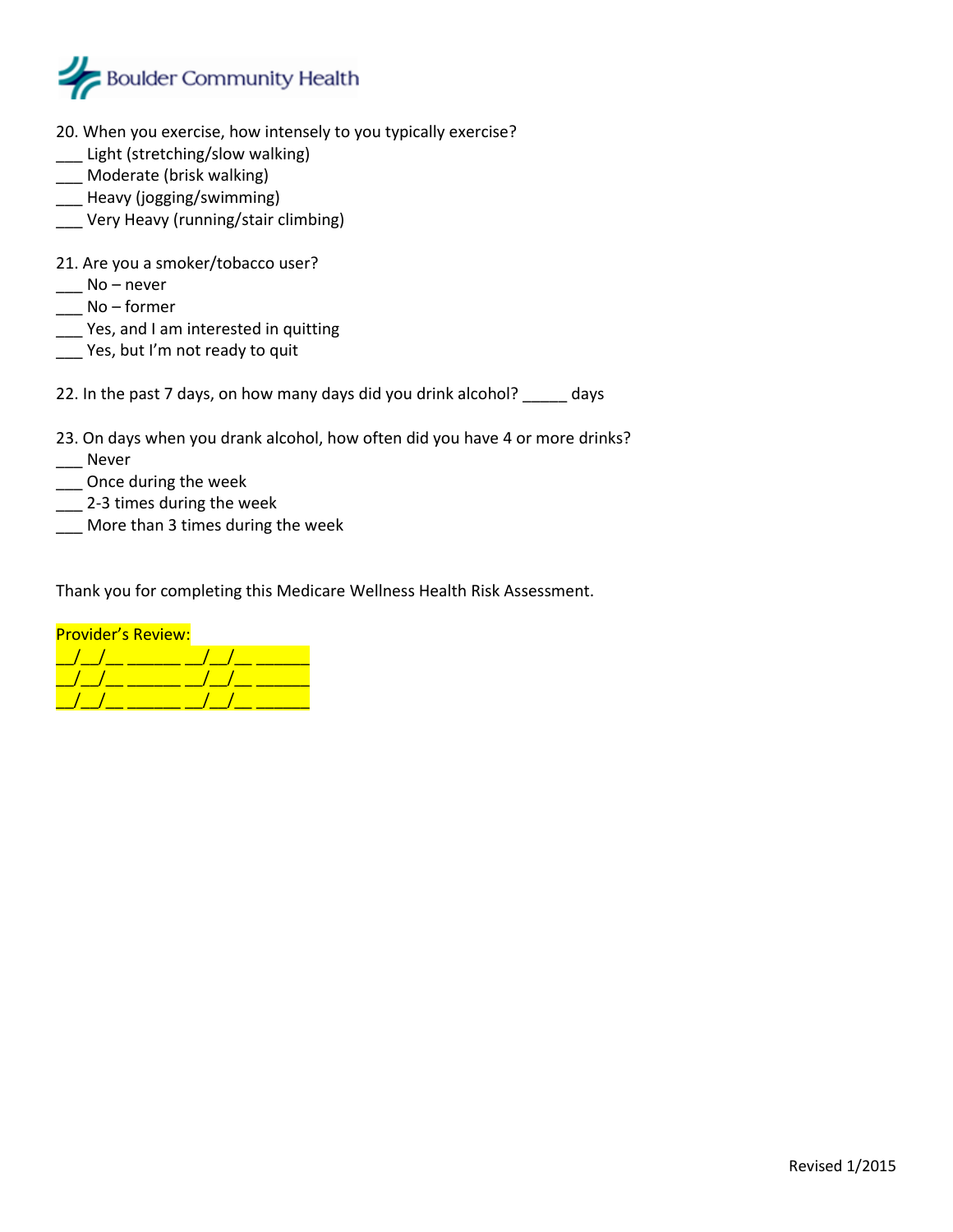Boulder Community Health

20. When you exercise, how intensely to you typically exercise?
___ Light (stretching/slow walking)
___ Moderate (brisk walking)
___ Heavy (jogging/swimming)
___ Very Heavy (running/stair climbing)

21. Are you a smoker/tobacco user?
___ No – never
___ No – former
___ Yes, and I am interested in quitting
___ Yes, but I'm not ready to quit

22. In the past 7 days, on how many days did you drink alcohol? _____ days

23. On days when you drank alcohol, how often did you have 4 or more drinks?
___ Never
___ Once during the week
___ 2-3 times during the week
___ More than 3 times during the week

Thank you for completing this Medicare Wellness Health Risk Assessment.

Provider's Review:
__/__/__ ______ __/__/__ ______
__/__/__ ______ __/__/__ ______
__/__/__ ______ __/__/__ ______

Revised 1/2015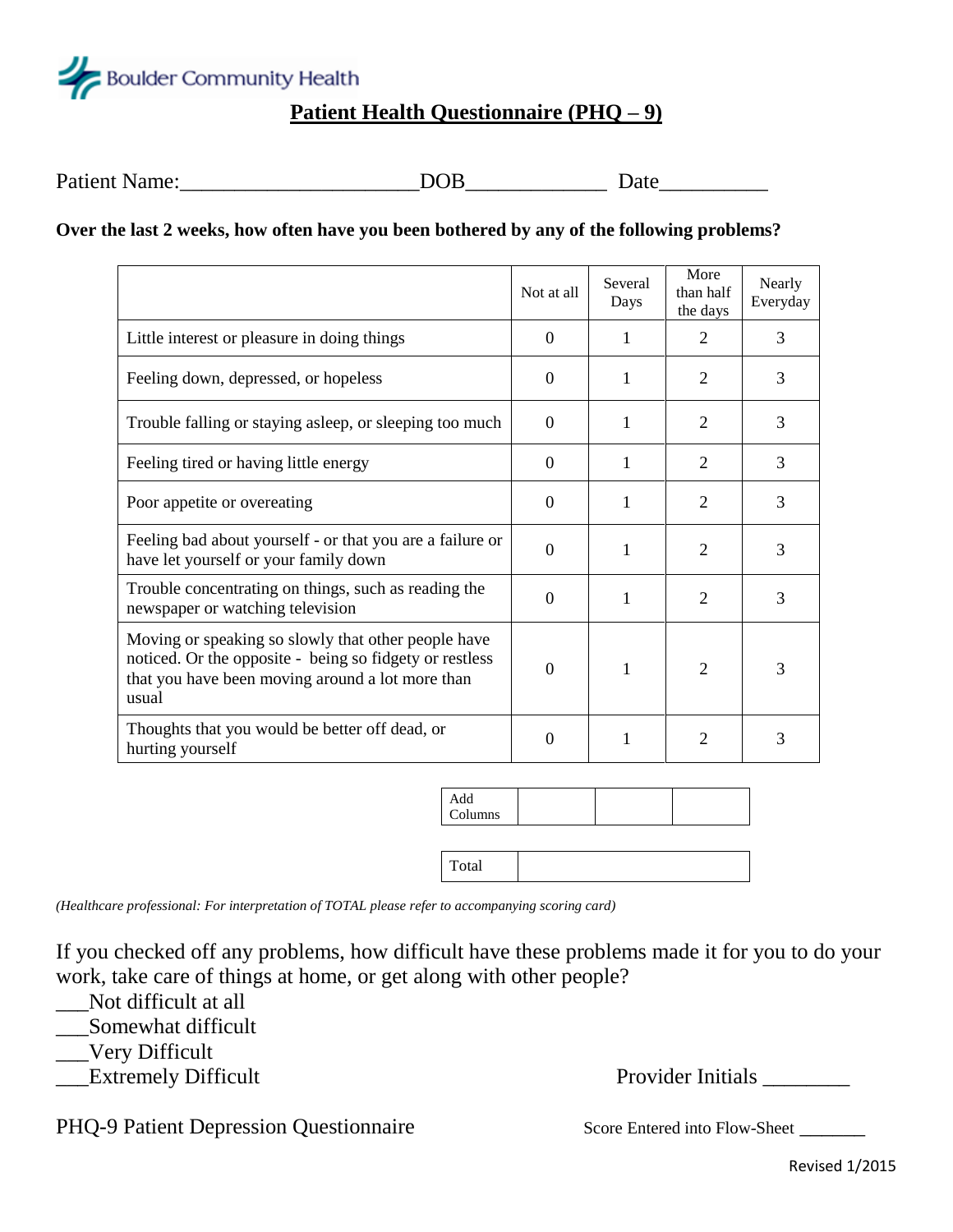Boulder Community Health

# Patient Health Questionnaire (PHQ – 9)

Patient Name:_____________________DOB_____________ Date__________

**Over the last 2 weeks, how often have you been bothered by any of the following problems?**

| | Not at all | Several Days | More than half the days | Nearly Everyday |
|---|---|---|---|---|
| Little interest or pleasure in doing things | 0 | 1 | 2 | 3 |
| Feeling down, depressed, or hopeless | 0 | 1 | 2 | 3 |
| Trouble falling or staying asleep, or sleeping too much | 0 | 1 | 2 | 3 |
| Feeling tired or having little energy | 0 | 1 | 2 | 3 |
| Poor appetite or overeating | 0 | 1 | 2 | 3 |
| Feeling bad about yourself - or that you are a failure or have let yourself or your family down | 0 | 1 | 2 | 3 |
| Trouble concentrating on things, such as reading the newspaper or watching television | 0 | 1 | 2 | 3 |
| Moving or speaking so slowly that other people have noticed. Or the opposite - being so fidgety or restless that you have been moving around a lot more than usual | 0 | 1 | 2 | 3 |
| Thoughts that you would be better off dead, or hurting yourself | 0 | 1 | 2 | 3 |

| Add Columns | | | |
|---|---|---|---|

| Total | |
|---|---|

*(Healthcare professional: For interpretation of TOTAL please refer to accompanying scoring card)*

If you checked off any problems, how difficult have these problems made it for you to do your work, take care of things at home, or get along with other people?

___Not difficult at all
___Somewhat difficult
___Very Difficult
___Extremely Difficult

Provider Initials ________

PHQ-9 Patient Depression Questionnaire

Score Entered into Flow-Sheet _______

Revised 1/2015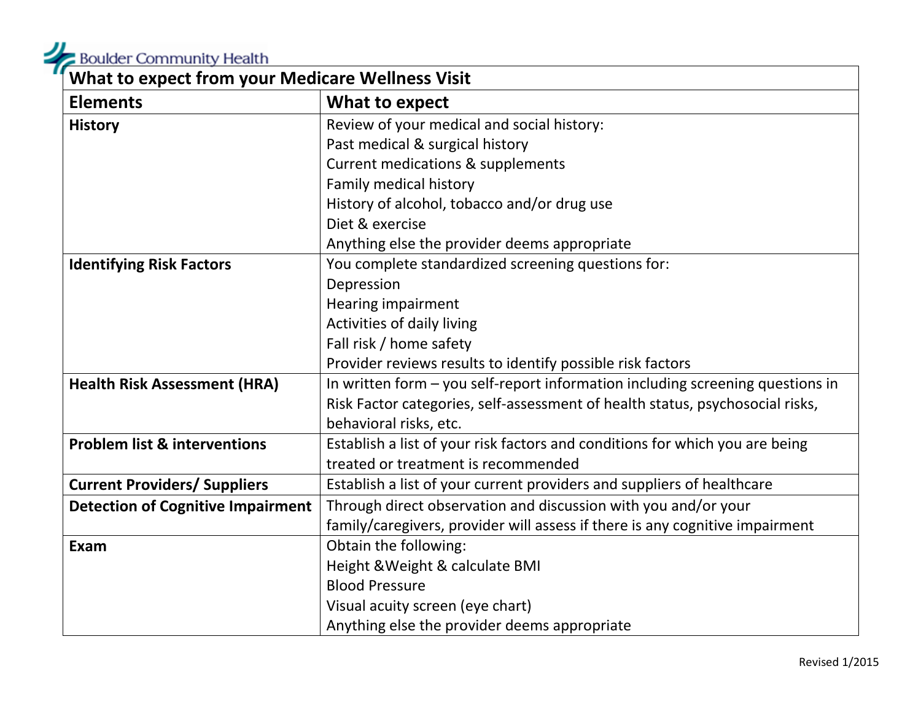Boulder Community Health

| What to expect from your Medicare Wellness Visit | |
|---|---|
| **Elements** | **What to expect** |
| **History** | Review of your medical and social history:<br>Past medical & surgical history<br>Current medications & supplements<br>Family medical history<br>History of alcohol, tobacco and/or drug use<br>Diet & exercise<br>Anything else the provider deems appropriate |
| **Identifying Risk Factors** | You complete standardized screening questions for:<br>Depression<br>Hearing impairment<br>Activities of daily living<br>Fall risk / home safety<br>Provider reviews results to identify possible risk factors |
| **Health Risk Assessment (HRA)** | In written form – you self-report information including screening questions in Risk Factor categories, self-assessment of health status, psychosocial risks, behavioral risks, etc. |
| **Problem list & interventions** | Establish a list of your risk factors and conditions for which you are being treated or treatment is recommended |
| **Current Providers/ Suppliers** | Establish a list of your current providers and suppliers of healthcare |
| **Detection of Cognitive Impairment** | Through direct observation and discussion with you and/or your family/caregivers, provider will assess if there is any cognitive impairment |
| **Exam** | Obtain the following:<br>Height &Weight & calculate BMI<br>Blood Pressure<br>Visual acuity screen (eye chart)<br>Anything else the provider deems appropriate |

Revised 1/2015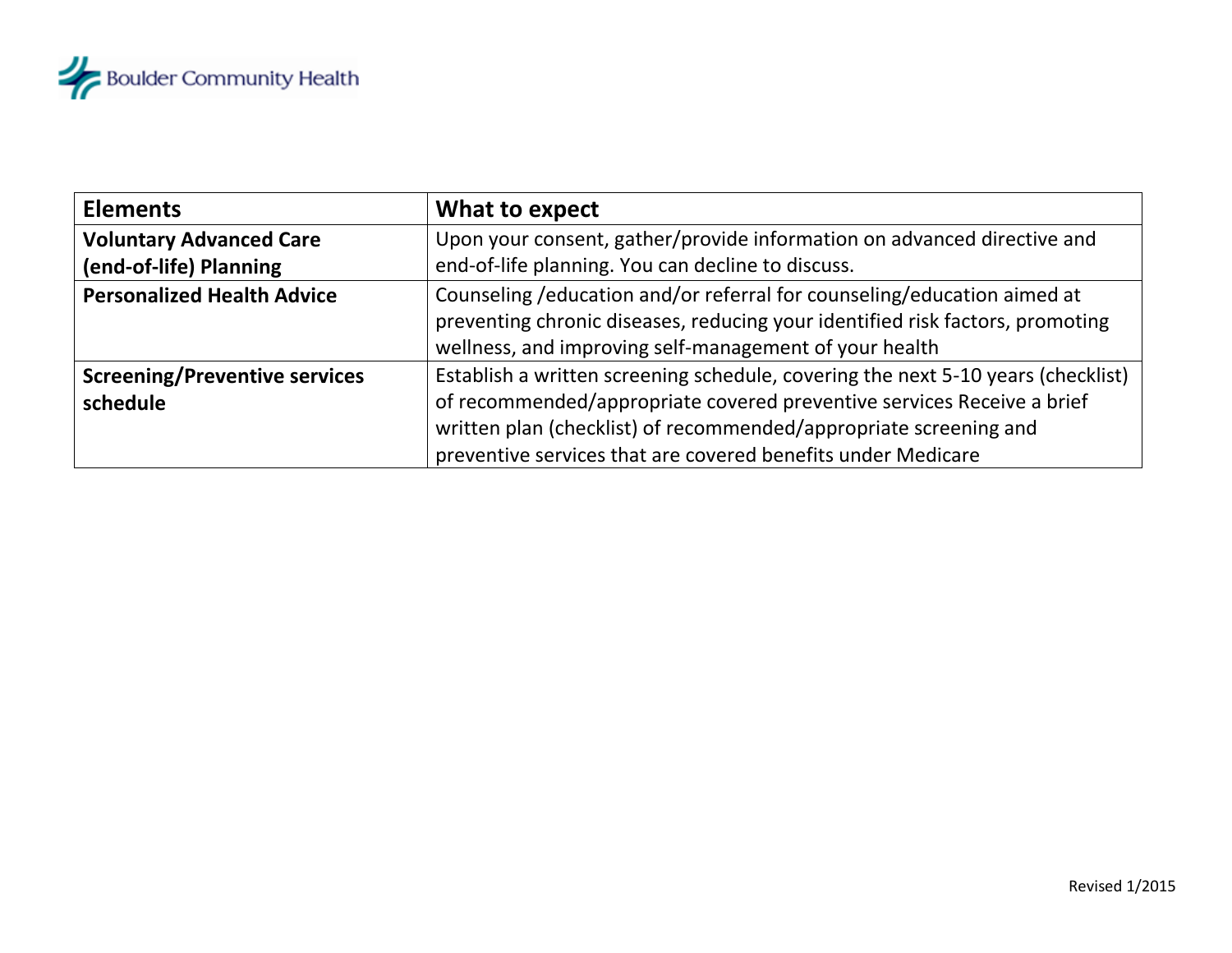| Elements | What to expect |
|---|---|
| **Voluntary Advanced Care (end-of-life) Planning** | Upon your consent, gather/provide information on advanced directive and end-of-life planning. You can decline to discuss. |
| **Personalized Health Advice** | Counseling /education and/or referral for counseling/education aimed at preventing chronic diseases, reducing your identified risk factors, promoting wellness, and improving self-management of your health |
| **Screening/Preventive services schedule** | Establish a written screening schedule, covering the next 5-10 years (checklist) of recommended/appropriate covered preventive services Receive a brief written plan (checklist) of recommended/appropriate screening and preventive services that are covered benefits under Medicare |

Revised 1/2015